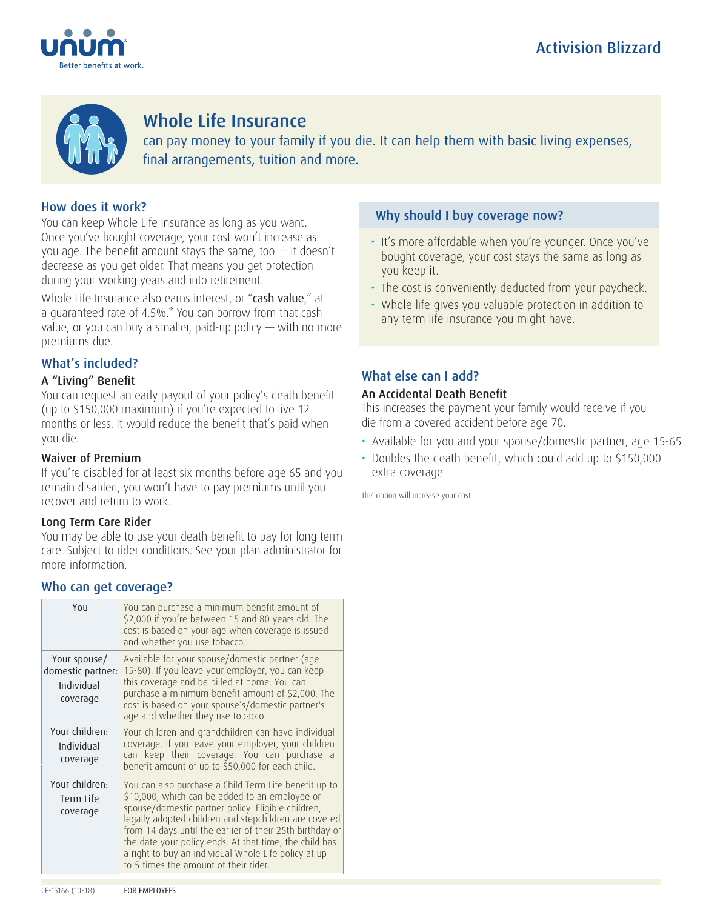Activision Blizzard

# Whole Life Insurance

can pay money to your family if you die. It can help them with basic living expenses, final arrangements, tuition and more.

## How does it work?

You can keep Whole Life Insurance as long as you want. Once you've bought coverage, your cost won't increase as you age. The benefit amount stays the same, too — it doesn't decrease as you get older. That means you get protection during your working years and into retirement.

Whole Life Insurance also earns interest, or "cash value," at a guaranteed rate of 4.5%.* You can borrow from that cash value, or you can buy a smaller, paid-up policy — with no more premiums due.

## What's included?

### A "Living" Benefit

You can request an early payout of your policy's death benefit (up to $150,000 maximum) if you're expected to live 12 months or less. It would reduce the benefit that's paid when you die.

### Waiver of Premium

If you're disabled for at least six months before age 65 and you remain disabled, you won't have to pay premiums until you recover and return to work.

### Long Term Care Rider

You may be able to use your death benefit to pay for long term care. Subject to rider conditions. See your plan administrator for more information.

## Who can get coverage?

| | |
|---|---|
| You | You can purchase a minimum benefit amount of $2,000 if you're between 15 and 80 years old. The cost is based on your age when coverage is issued and whether you use tobacco. |
| Your spouse/ domestic partner: Individual coverage | Available for your spouse/domestic partner (age 15-80). If you leave your employer, you can keep this coverage and be billed at home. You can purchase a minimum benefit amount of $2,000. The cost is based on your spouse's/domestic partner's age and whether they use tobacco. |
| Your children: Individual coverage | Your children and grandchildren can have individual coverage. If you leave your employer, your children can keep their coverage. You can purchase a benefit amount of up to $50,000 for each child. |
| Your children: Term Life coverage | You can also purchase a Child Term Life benefit up to $10,000, which can be added to an employee or spouse/domestic partner policy. Eligible children, legally adopted children and stepchildren are covered from 14 days until the earlier of their 25th birthday or the date your policy ends. At that time, the child has a right to buy an individual Whole Life policy at up to 5 times the amount of their rider. |

## Why should I buy coverage now?

- It's more affordable when you're younger. Once you've bought coverage, your cost stays the same as long as you keep it.
- The cost is conveniently deducted from your paycheck.
- Whole life gives you valuable protection in addition to any term life insurance you might have.

## What else can I add?

### An Accidental Death Benefit

This increases the payment your family would receive if you die from a covered accident before age 70.

- Available for you and your spouse/domestic partner, age 15-65
- Doubles the death benefit, which could add up to $150,000 extra coverage

This option will increase your cost.

CE-15166 (10-18) FOR EMPLOYEES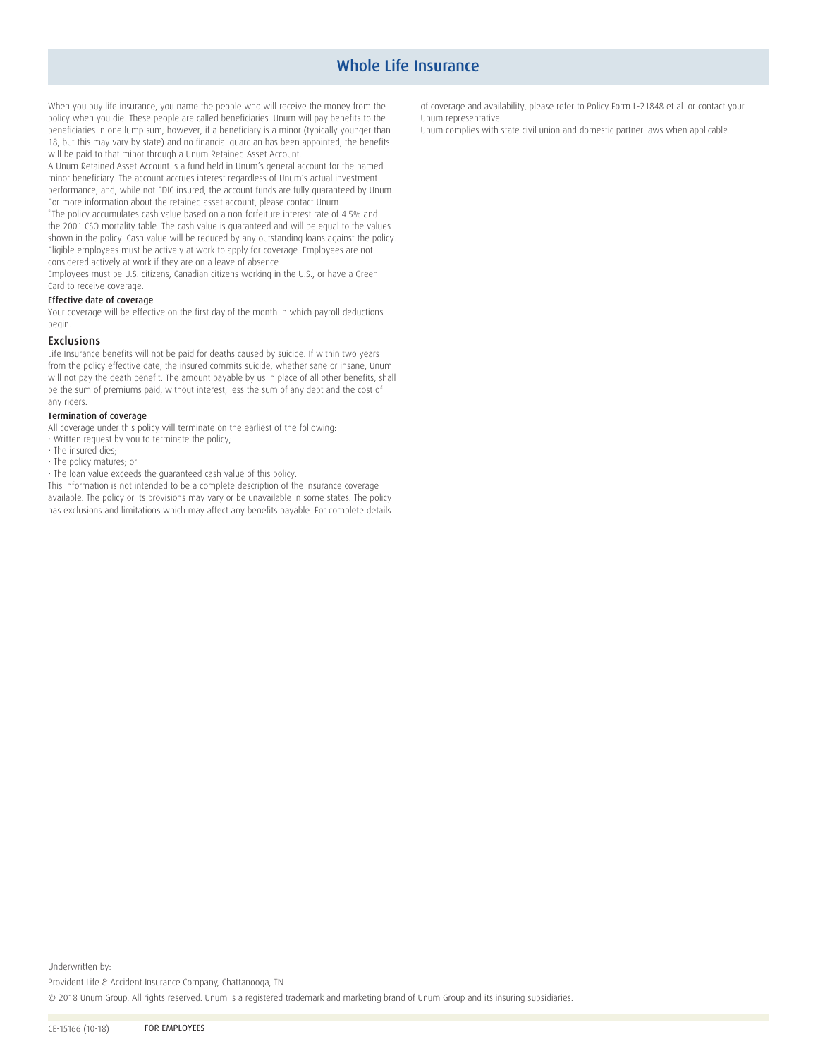## Whole Life Insurance

When you buy life insurance, you name the people who will receive the money from the policy when you die. These people are called beneficiaries. Unum will pay benefits to the beneficiaries in one lump sum; however, if a beneficiary is a minor (typically younger than 18, but this may vary by state) and no financial guardian has been appointed, the benefits will be paid to that minor through a Unum Retained Asset Account.

A Unum Retained Asset Account is a fund held in Unum's general account for the named minor beneficiary. The account accrues interest regardless of Unum's actual investment performance, and, while not FDIC insured, the account funds are fully guaranteed by Unum. For more information about the retained asset account, please contact Unum.

*The policy accumulates cash value based on a non-forfeiture interest rate of 4.5% and the 2001 CSO mortality table. The cash value is guaranteed and will be equal to the values shown in the policy. Cash value will be reduced by any outstanding loans against the policy.

Eligible employees must be actively at work to apply for coverage. Employees are not considered actively at work if they are on a leave of absence.

Employees must be U.S. citizens, Canadian citizens working in the U.S., or have a Green Card to receive coverage.

#### Effective date of coverage

Your coverage will be effective on the first day of the month in which payroll deductions begin.

### Exclusions

Life Insurance benefits will not be paid for deaths caused by suicide. If within two years from the policy effective date, the insured commits suicide, whether sane or insane, Unum will not pay the death benefit. The amount payable by us in place of all other benefits, shall be the sum of premiums paid, without interest, less the sum of any debt and the cost of any riders.

#### Termination of coverage

All coverage under this policy will terminate on the earliest of the following:

- Written request by you to terminate the policy;
- The insured dies;
- The policy matures; or
- The loan value exceeds the guaranteed cash value of this policy.

This information is not intended to be a complete description of the insurance coverage available. The policy or its provisions may vary or be unavailable in some states. The policy has exclusions and limitations which may affect any benefits payable. For complete details of coverage and availability, please refer to Policy Form L-21848 et al. or contact your Unum representative.

Unum complies with state civil union and domestic partner laws when applicable.

Underwritten by:

Provident Life & Accident Insurance Company, Chattanooga, TN

© 2018 Unum Group. All rights reserved. Unum is a registered trademark and marketing brand of Unum Group and its insuring subsidiaries.

CE-15166 (10-18) FOR EMPLOYEES